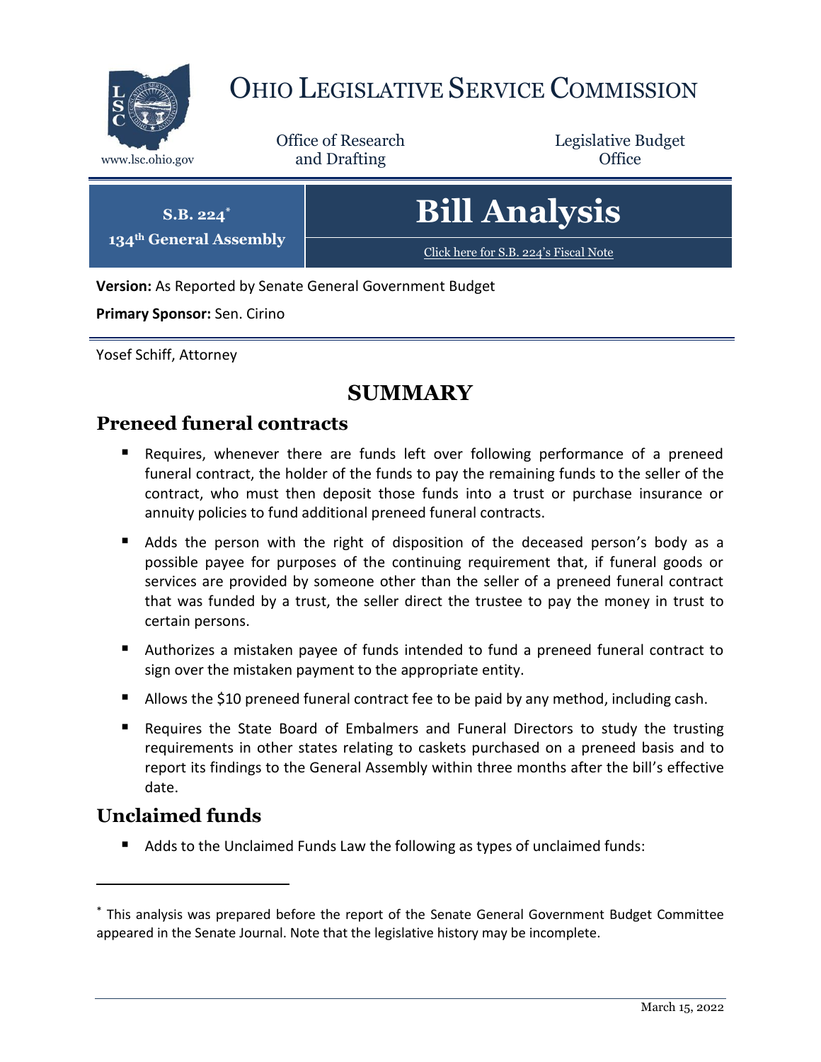# OHIO LEGISLATIVE SERVICE COMMISSION

www.lsc.ohio.gov

Office of Research and Drafting

Legislative Budget Office

**S.B. 224**[*]
**134th General Assembly**

# Bill Analysis

Click here for S.B. 224's Fiscal Note

**Version:** As Reported by Senate General Government Budget

**Primary Sponsor:** Sen. Cirino

Yosef Schiff, Attorney

## SUMMARY

### Preneed funeral contracts

- Requires, whenever there are funds left over following performance of a preneed funeral contract, the holder of the funds to pay the remaining funds to the seller of the contract, who must then deposit those funds into a trust or purchase insurance or annuity policies to fund additional preneed funeral contracts.
- Adds the person with the right of disposition of the deceased person's body as a possible payee for purposes of the continuing requirement that, if funeral goods or services are provided by someone other than the seller of a preneed funeral contract that was funded by a trust, the seller direct the trustee to pay the money in trust to certain persons.
- Authorizes a mistaken payee of funds intended to fund a preneed funeral contract to sign over the mistaken payment to the appropriate entity.
- Allows the $10 preneed funeral contract fee to be paid by any method, including cash.
- Requires the State Board of Embalmers and Funeral Directors to study the trusting requirements in other states relating to caskets purchased on a preneed basis and to report its findings to the General Assembly within three months after the bill's effective date.

### Unclaimed funds

- Adds to the Unclaimed Funds Law the following as types of unclaimed funds:

[*] This analysis was prepared before the report of the Senate General Government Budget Committee appeared in the Senate Journal. Note that the legislative history may be incomplete.

March 15, 2022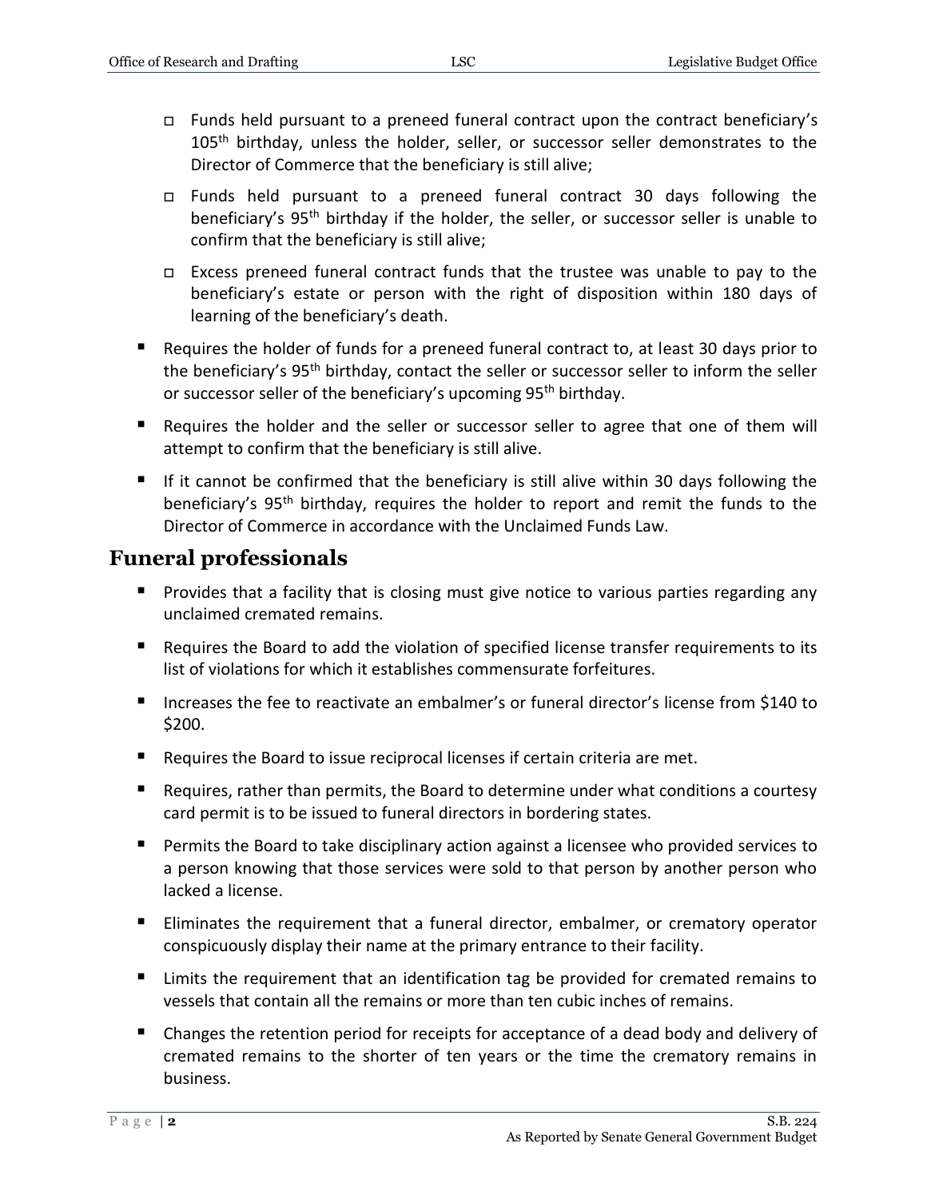- Funds held pursuant to a preneed funeral contract upon the contract beneficiary's 105th birthday, unless the holder, seller, or successor seller demonstrates to the Director of Commerce that the beneficiary is still alive;
- Funds held pursuant to a preneed funeral contract 30 days following the beneficiary's 95th birthday if the holder, the seller, or successor seller is unable to confirm that the beneficiary is still alive;
- Excess preneed funeral contract funds that the trustee was unable to pay to the beneficiary's estate or person with the right of disposition within 180 days of learning of the beneficiary's death.

- Requires the holder of funds for a preneed funeral contract to, at least 30 days prior to the beneficiary's 95th birthday, contact the seller or successor seller to inform the seller or successor seller of the beneficiary's upcoming 95th birthday.
- Requires the holder and the seller or successor seller to agree that one of them will attempt to confirm that the beneficiary is still alive.
- If it cannot be confirmed that the beneficiary is still alive within 30 days following the beneficiary's 95th birthday, requires the holder to report and remit the funds to the Director of Commerce in accordance with the Unclaimed Funds Law.

## Funeral professionals

- Provides that a facility that is closing must give notice to various parties regarding any unclaimed cremated remains.
- Requires the Board to add the violation of specified license transfer requirements to its list of violations for which it establishes commensurate forfeitures.
- Increases the fee to reactivate an embalmer's or funeral director's license from $140 to $200.
- Requires the Board to issue reciprocal licenses if certain criteria are met.
- Requires, rather than permits, the Board to determine under what conditions a courtesy card permit is to be issued to funeral directors in bordering states.
- Permits the Board to take disciplinary action against a licensee who provided services to a person knowing that those services were sold to that person by another person who lacked a license.
- Eliminates the requirement that a funeral director, embalmer, or crematory operator conspicuously display their name at the primary entrance to their facility.
- Limits the requirement that an identification tag be provided for cremated remains to vessels that contain all the remains or more than ten cubic inches of remains.
- Changes the retention period for receipts for acceptance of a dead body and delivery of cremated remains to the shorter of ten years or the time the crematory remains in business.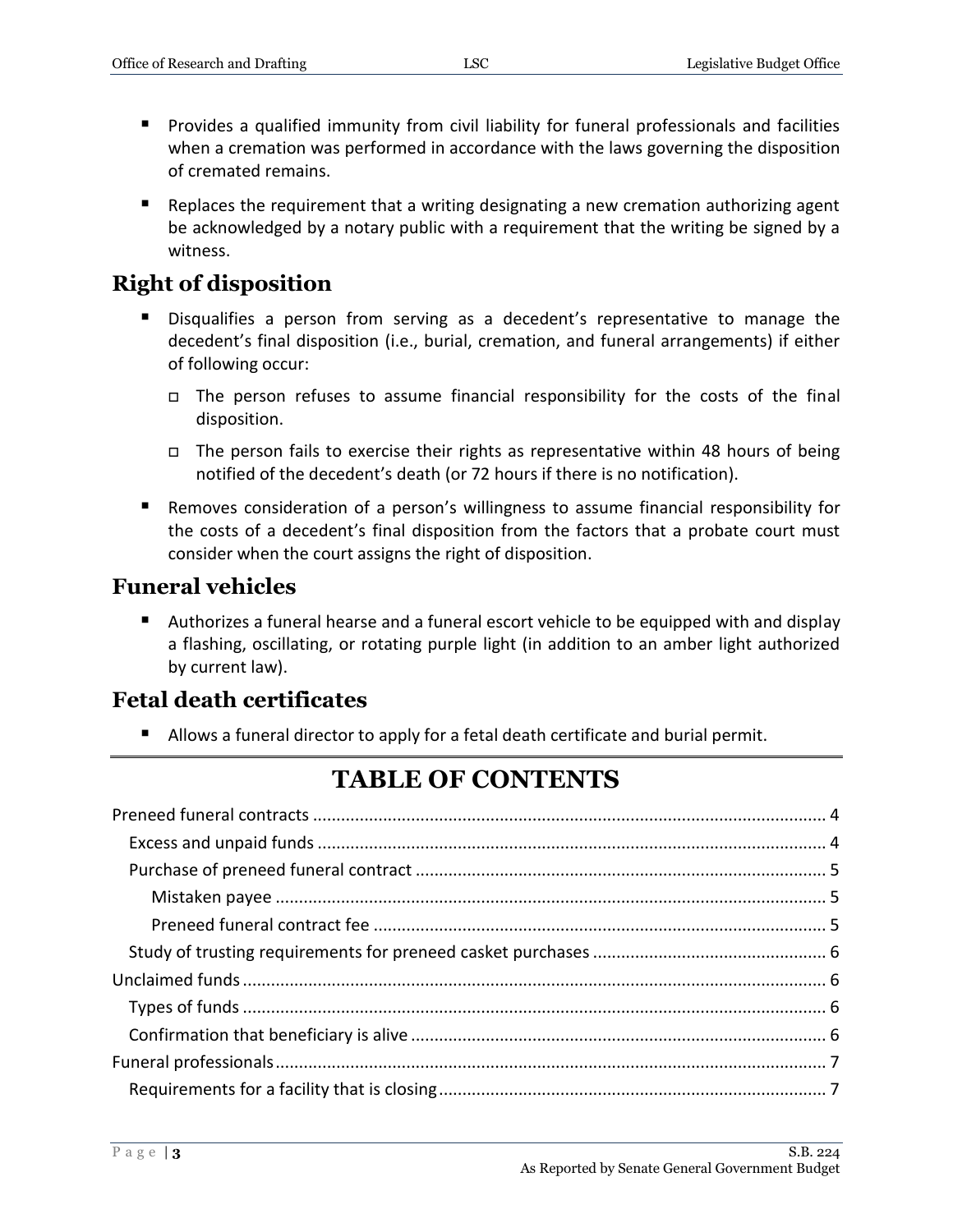- Provides a qualified immunity from civil liability for funeral professionals and facilities when a cremation was performed in accordance with the laws governing the disposition of cremated remains.
- Replaces the requirement that a writing designating a new cremation authorizing agent be acknowledged by a notary public with a requirement that the writing be signed by a witness.

## Right of disposition

- Disqualifies a person from serving as a decedent's representative to manage the decedent's final disposition (i.e., burial, cremation, and funeral arrangements) if either of following occur:
  - The person refuses to assume financial responsibility for the costs of the final disposition.
  - The person fails to exercise their rights as representative within 48 hours of being notified of the decedent's death (or 72 hours if there is no notification).
- Removes consideration of a person's willingness to assume financial responsibility for the costs of a decedent's final disposition from the factors that a probate court must consider when the court assigns the right of disposition.

## Funeral vehicles

- Authorizes a funeral hearse and a funeral escort vehicle to be equipped with and display a flashing, oscillating, or rotating purple light (in addition to an amber light authorized by current law).

## Fetal death certificates

- Allows a funeral director to apply for a fetal death certificate and burial permit.

# TABLE OF CONTENTS

Preneed funeral contracts ..... 4
  Excess and unpaid funds ..... 4
  Purchase of preneed funeral contract ..... 5
    Mistaken payee ..... 5
    Preneed funeral contract fee ..... 5
  Study of trusting requirements for preneed casket purchases ..... 6
Unclaimed funds ..... 6
  Types of funds ..... 6
  Confirmation that beneficiary is alive ..... 6
Funeral professionals ..... 7
  Requirements for a facility that is closing ..... 7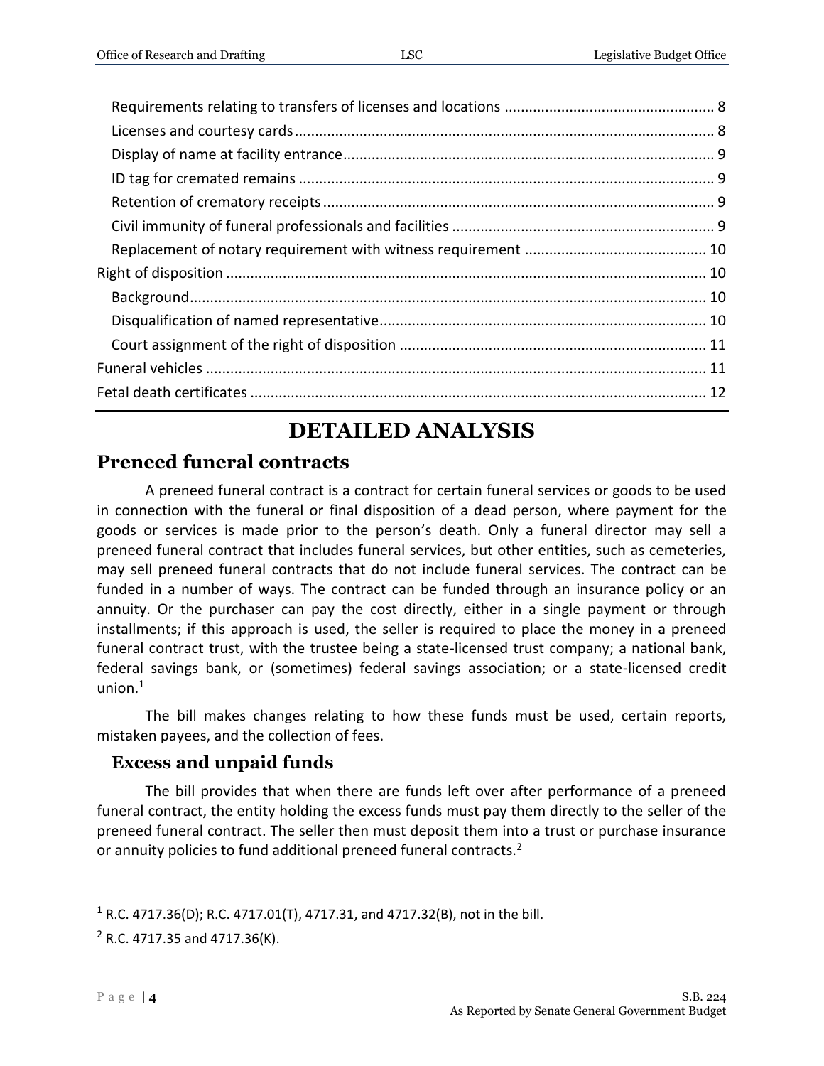Requirements relating to transfers of licenses and locations ..... 8
Licenses and courtesy cards ..... 8
Display of name at facility entrance ..... 9
ID tag for cremated remains ..... 9
Retention of crematory receipts ..... 9
Civil immunity of funeral professionals and facilities ..... 9
Replacement of notary requirement with witness requirement ..... 10
Right of disposition ..... 10
Background ..... 10
Disqualification of named representative ..... 10
Court assignment of the right of disposition ..... 11
Funeral vehicles ..... 11
Fetal death certificates ..... 12

# DETAILED ANALYSIS

## Preneed funeral contracts

A preneed funeral contract is a contract for certain funeral services or goods to be used in connection with the funeral or final disposition of a dead person, where payment for the goods or services is made prior to the person's death. Only a funeral director may sell a preneed funeral contract that includes funeral services, but other entities, such as cemeteries, may sell preneed funeral contracts that do not include funeral services. The contract can be funded in a number of ways. The contract can be funded through an insurance policy or an annuity. Or the purchaser can pay the cost directly, either in a single payment or through installments; if this approach is used, the seller is required to place the money in a preneed funeral contract trust, with the trustee being a state-licensed trust company; a national bank, federal savings bank, or (sometimes) federal savings association; or a state-licensed credit union.[1]

The bill makes changes relating to how these funds must be used, certain reports, mistaken payees, and the collection of fees.

### Excess and unpaid funds

The bill provides that when there are funds left over after performance of a preneed funeral contract, the entity holding the excess funds must pay them directly to the seller of the preneed funeral contract. The seller then must deposit them into a trust or purchase insurance or annuity policies to fund additional preneed funeral contracts.[2]

---

[1] R.C. 4717.36(D); R.C. 4717.01(T), 4717.31, and 4717.32(B), not in the bill.

[2] R.C. 4717.35 and 4717.36(K).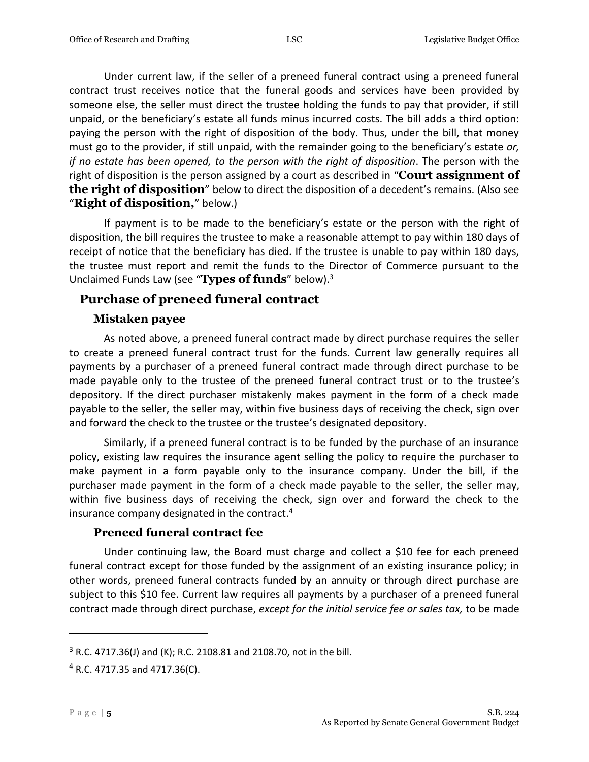Under current law, if the seller of a preneed funeral contract using a preneed funeral contract trust receives notice that the funeral goods and services have been provided by someone else, the seller must direct the trustee holding the funds to pay that provider, if still unpaid, or the beneficiary's estate all funds minus incurred costs. The bill adds a third option: paying the person with the right of disposition of the body. Thus, under the bill, that money must go to the provider, if still unpaid, with the remainder going to the beneficiary's estate *or, if no estate has been opened, to the person with the right of disposition*. The person with the right of disposition is the person assigned by a court as described in "**Court assignment of the right of disposition**" below to direct the disposition of a decedent's remains. (Also see "**Right of disposition,**" below.)

If payment is to be made to the beneficiary's estate or the person with the right of disposition, the bill requires the trustee to make a reasonable attempt to pay within 180 days of receipt of notice that the beneficiary has died. If the trustee is unable to pay within 180 days, the trustee must report and remit the funds to the Director of Commerce pursuant to the Unclaimed Funds Law (see "**Types of funds**" below).[3]

## Purchase of preneed funeral contract

### Mistaken payee

As noted above, a preneed funeral contract made by direct purchase requires the seller to create a preneed funeral contract trust for the funds. Current law generally requires all payments by a purchaser of a preneed funeral contract made through direct purchase to be made payable only to the trustee of the preneed funeral contract trust or to the trustee's depository. If the direct purchaser mistakenly makes payment in the form of a check made payable to the seller, the seller may, within five business days of receiving the check, sign over and forward the check to the trustee or the trustee's designated depository.

Similarly, if a preneed funeral contract is to be funded by the purchase of an insurance policy, existing law requires the insurance agent selling the policy to require the purchaser to make payment in a form payable only to the insurance company. Under the bill, if the purchaser made payment in the form of a check made payable to the seller, the seller may, within five business days of receiving the check, sign over and forward the check to the insurance company designated in the contract.[4]

### Preneed funeral contract fee

Under continuing law, the Board must charge and collect a $10 fee for each preneed funeral contract except for those funded by the assignment of an existing insurance policy; in other words, preneed funeral contracts funded by an annuity or through direct purchase are subject to this $10 fee. Current law requires all payments by a purchaser of a preneed funeral contract made through direct purchase, *except for the initial service fee or sales tax,* to be made

---

[3] R.C. 4717.36(J) and (K); R.C. 2108.81 and 2108.70, not in the bill.

[4] R.C. 4717.35 and 4717.36(C).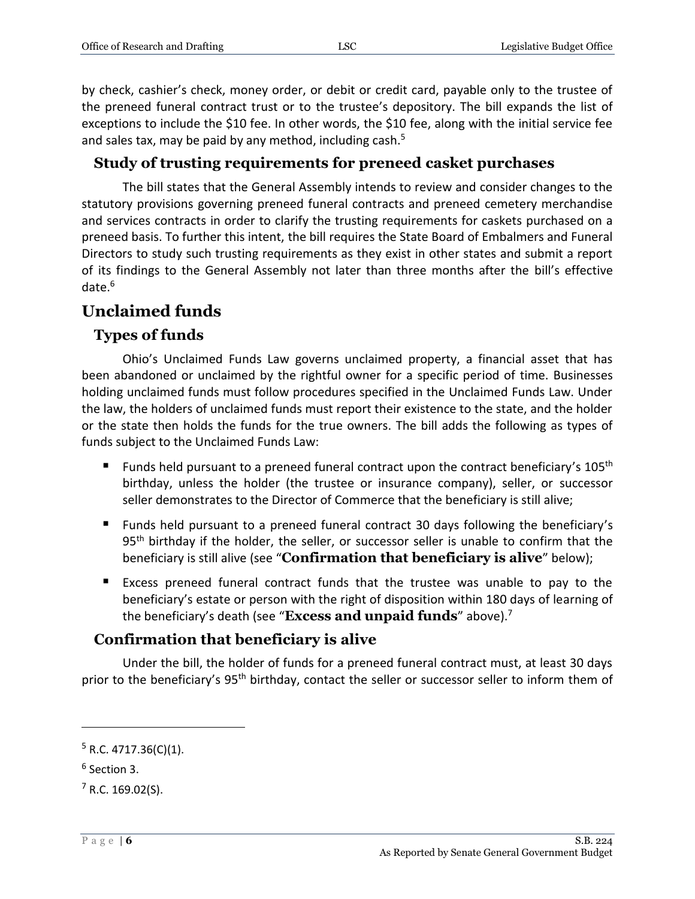by check, cashier's check, money order, or debit or credit card, payable only to the trustee of the preneed funeral contract trust or to the trustee's depository. The bill expands the list of exceptions to include the $10 fee. In other words, the $10 fee, along with the initial service fee and sales tax, may be paid by any method, including cash.[5]

### Study of trusting requirements for preneed casket purchases

The bill states that the General Assembly intends to review and consider changes to the statutory provisions governing preneed funeral contracts and preneed cemetery merchandise and services contracts in order to clarify the trusting requirements for caskets purchased on a preneed basis. To further this intent, the bill requires the State Board of Embalmers and Funeral Directors to study such trusting requirements as they exist in other states and submit a report of its findings to the General Assembly not later than three months after the bill's effective date.[6]

## Unclaimed funds

### Types of funds

Ohio's Unclaimed Funds Law governs unclaimed property, a financial asset that has been abandoned or unclaimed by the rightful owner for a specific period of time. Businesses holding unclaimed funds must follow procedures specified in the Unclaimed Funds Law. Under the law, the holders of unclaimed funds must report their existence to the state, and the holder or the state then holds the funds for the true owners. The bill adds the following as types of funds subject to the Unclaimed Funds Law:

- Funds held pursuant to a preneed funeral contract upon the contract beneficiary's 105th birthday, unless the holder (the trustee or insurance company), seller, or successor seller demonstrates to the Director of Commerce that the beneficiary is still alive;
- Funds held pursuant to a preneed funeral contract 30 days following the beneficiary's 95th birthday if the holder, the seller, or successor seller is unable to confirm that the beneficiary is still alive (see "**Confirmation that beneficiary is alive**" below);
- Excess preneed funeral contract funds that the trustee was unable to pay to the beneficiary's estate or person with the right of disposition within 180 days of learning of the beneficiary's death (see "**Excess and unpaid funds**" above).[7]

### Confirmation that beneficiary is alive

Under the bill, the holder of funds for a preneed funeral contract must, at least 30 days prior to the beneficiary's 95th birthday, contact the seller or successor seller to inform them of

---

[5] R.C. 4717.36(C)(1).

[6] Section 3.

[7] R.C. 169.02(S).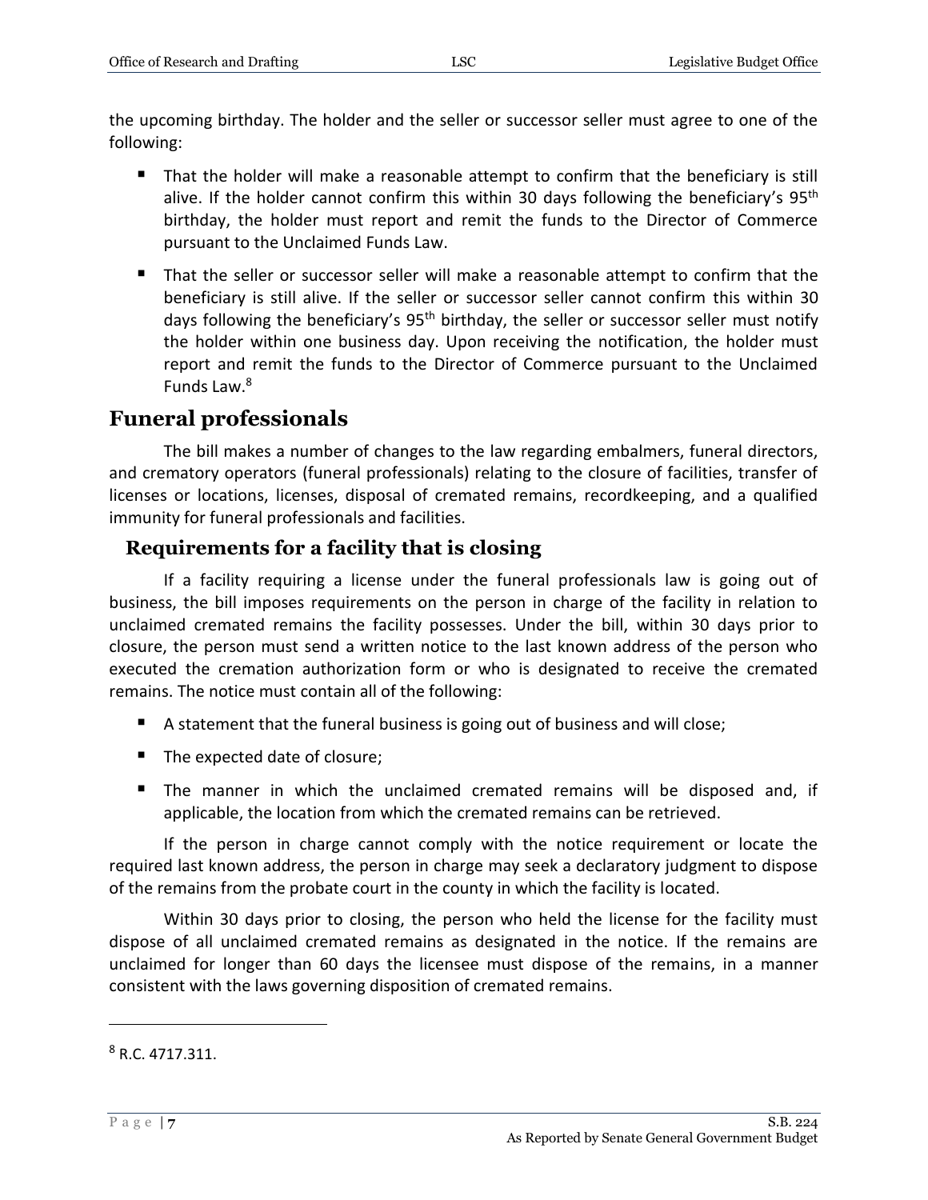the upcoming birthday. The holder and the seller or successor seller must agree to one of the following:

- That the holder will make a reasonable attempt to confirm that the beneficiary is still alive. If the holder cannot confirm this within 30 days following the beneficiary's 95th birthday, the holder must report and remit the funds to the Director of Commerce pursuant to the Unclaimed Funds Law.
- That the seller or successor seller will make a reasonable attempt to confirm that the beneficiary is still alive. If the seller or successor seller cannot confirm this within 30 days following the beneficiary's 95th birthday, the seller or successor seller must notify the holder within one business day. Upon receiving the notification, the holder must report and remit the funds to the Director of Commerce pursuant to the Unclaimed Funds Law.[8]

## Funeral professionals

The bill makes a number of changes to the law regarding embalmers, funeral directors, and crematory operators (funeral professionals) relating to the closure of facilities, transfer of licenses or locations, licenses, disposal of cremated remains, recordkeeping, and a qualified immunity for funeral professionals and facilities.

### Requirements for a facility that is closing

If a facility requiring a license under the funeral professionals law is going out of business, the bill imposes requirements on the person in charge of the facility in relation to unclaimed cremated remains the facility possesses. Under the bill, within 30 days prior to closure, the person must send a written notice to the last known address of the person who executed the cremation authorization form or who is designated to receive the cremated remains. The notice must contain all of the following:

- A statement that the funeral business is going out of business and will close;
- The expected date of closure;
- The manner in which the unclaimed cremated remains will be disposed and, if applicable, the location from which the cremated remains can be retrieved.

If the person in charge cannot comply with the notice requirement or locate the required last known address, the person in charge may seek a declaratory judgment to dispose of the remains from the probate court in the county in which the facility is located.

Within 30 days prior to closing, the person who held the license for the facility must dispose of all unclaimed cremated remains as designated in the notice. If the remains are unclaimed for longer than 60 days the licensee must dispose of the remains, in a manner consistent with the laws governing disposition of cremated remains.

---

[8] R.C. 4717.311.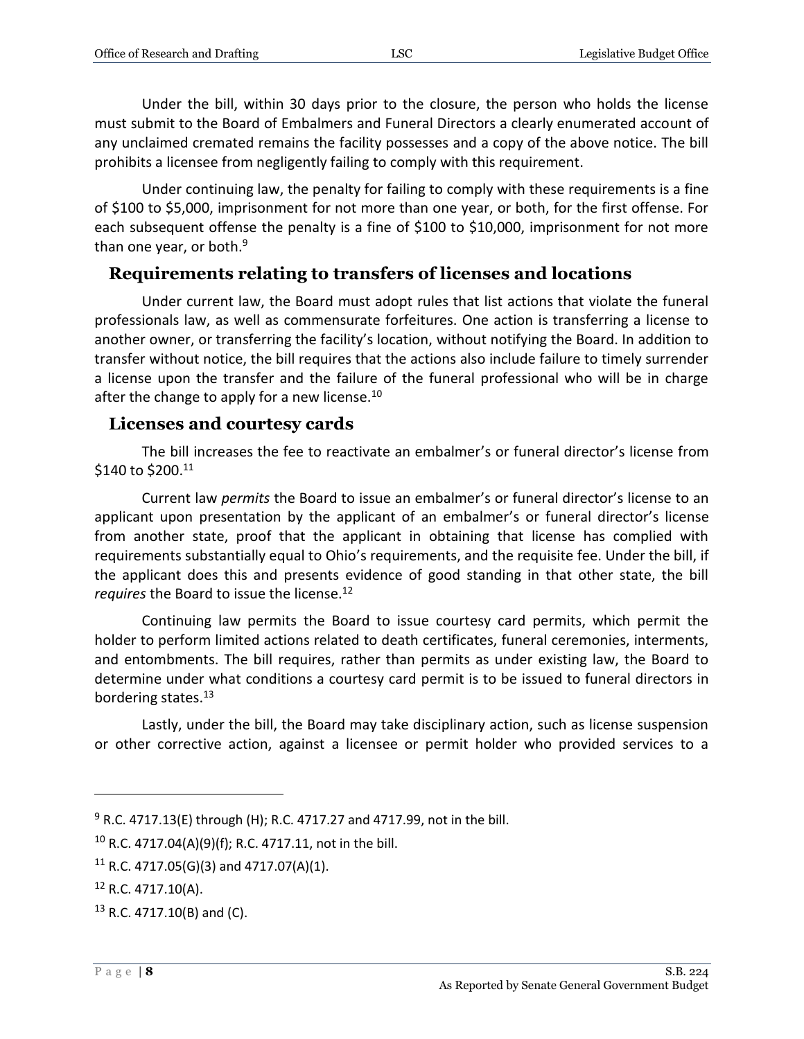Under the bill, within 30 days prior to the closure, the person who holds the license must submit to the Board of Embalmers and Funeral Directors a clearly enumerated account of any unclaimed cremated remains the facility possesses and a copy of the above notice. The bill prohibits a licensee from negligently failing to comply with this requirement.

Under continuing law, the penalty for failing to comply with these requirements is a fine of $100 to $5,000, imprisonment for not more than one year, or both, for the first offense. For each subsequent offense the penalty is a fine of $100 to $10,000, imprisonment for not more than one year, or both.[9]

## Requirements relating to transfers of licenses and locations

Under current law, the Board must adopt rules that list actions that violate the funeral professionals law, as well as commensurate forfeitures. One action is transferring a license to another owner, or transferring the facility's location, without notifying the Board. In addition to transfer without notice, the bill requires that the actions also include failure to timely surrender a license upon the transfer and the failure of the funeral professional who will be in charge after the change to apply for a new license.[10]

## Licenses and courtesy cards

The bill increases the fee to reactivate an embalmer's or funeral director's license from $140 to $200.[11]

Current law *permits* the Board to issue an embalmer's or funeral director's license to an applicant upon presentation by the applicant of an embalmer's or funeral director's license from another state, proof that the applicant in obtaining that license has complied with requirements substantially equal to Ohio's requirements, and the requisite fee. Under the bill, if the applicant does this and presents evidence of good standing in that other state, the bill *requires* the Board to issue the license.[12]

Continuing law permits the Board to issue courtesy card permits, which permit the holder to perform limited actions related to death certificates, funeral ceremonies, interments, and entombments. The bill requires, rather than permits as under existing law, the Board to determine under what conditions a courtesy card permit is to be issued to funeral directors in bordering states.[13]

Lastly, under the bill, the Board may take disciplinary action, such as license suspension or other corrective action, against a licensee or permit holder who provided services to a

---

[9] R.C. 4717.13(E) through (H); R.C. 4717.27 and 4717.99, not in the bill.

[10] R.C. 4717.04(A)(9)(f); R.C. 4717.11, not in the bill.

[11] R.C. 4717.05(G)(3) and 4717.07(A)(1).

[12] R.C. 4717.10(A).

[13] R.C. 4717.10(B) and (C).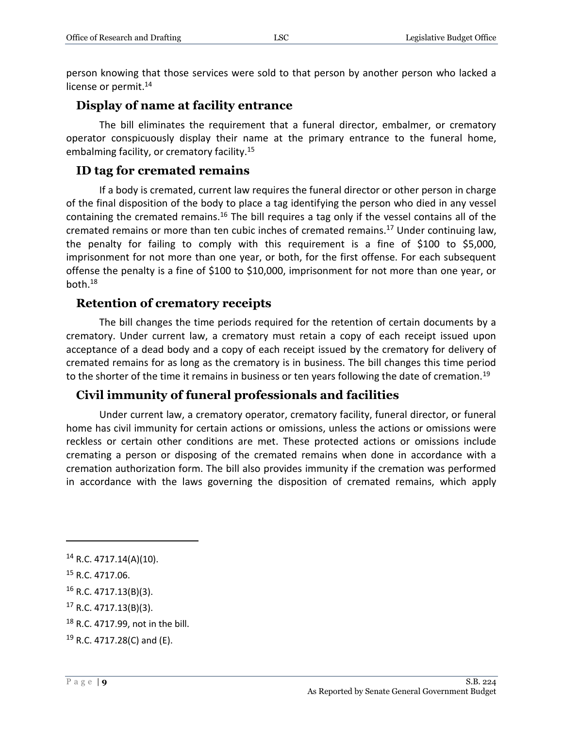person knowing that those services were sold to that person by another person who lacked a license or permit.[14]

## Display of name at facility entrance

The bill eliminates the requirement that a funeral director, embalmer, or crematory operator conspicuously display their name at the primary entrance to the funeral home, embalming facility, or crematory facility.[15]

## ID tag for cremated remains

If a body is cremated, current law requires the funeral director or other person in charge of the final disposition of the body to place a tag identifying the person who died in any vessel containing the cremated remains.[16] The bill requires a tag only if the vessel contains all of the cremated remains or more than ten cubic inches of cremated remains.[17] Under continuing law, the penalty for failing to comply with this requirement is a fine of $100 to $5,000, imprisonment for not more than one year, or both, for the first offense. For each subsequent offense the penalty is a fine of $100 to $10,000, imprisonment for not more than one year, or both.[18]

## Retention of crematory receipts

The bill changes the time periods required for the retention of certain documents by a crematory. Under current law, a crematory must retain a copy of each receipt issued upon acceptance of a dead body and a copy of each receipt issued by the crematory for delivery of cremated remains for as long as the crematory is in business. The bill changes this time period to the shorter of the time it remains in business or ten years following the date of cremation.[19]

## Civil immunity of funeral professionals and facilities

Under current law, a crematory operator, crematory facility, funeral director, or funeral home has civil immunity for certain actions or omissions, unless the actions or omissions were reckless or certain other conditions are met. These protected actions or omissions include cremating a person or disposing of the cremated remains when done in accordance with a cremation authorization form. The bill also provides immunity if the cremation was performed in accordance with the laws governing the disposition of cremated remains, which apply

---

[14] R.C. 4717.14(A)(10).

[15] R.C. 4717.06.

[16] R.C. 4717.13(B)(3).

[17] R.C. 4717.13(B)(3).

[18] R.C. 4717.99, not in the bill.

[19] R.C. 4717.28(C) and (E).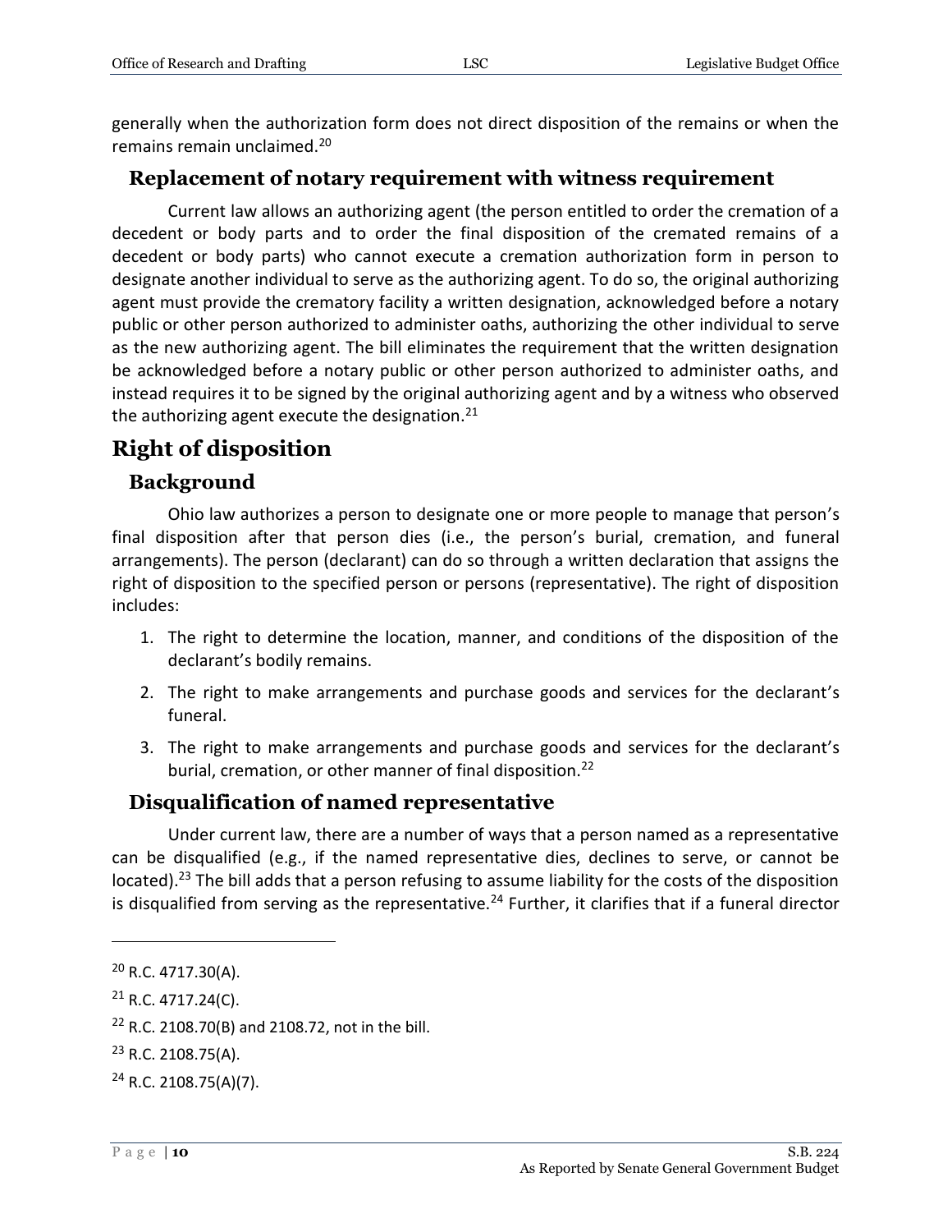generally when the authorization form does not direct disposition of the remains or when the remains remain unclaimed.[20]

### Replacement of notary requirement with witness requirement

Current law allows an authorizing agent (the person entitled to order the cremation of a decedent or body parts and to order the final disposition of the cremated remains of a decedent or body parts) who cannot execute a cremation authorization form in person to designate another individual to serve as the authorizing agent. To do so, the original authorizing agent must provide the crematory facility a written designation, acknowledged before a notary public or other person authorized to administer oaths, authorizing the other individual to serve as the new authorizing agent. The bill eliminates the requirement that the written designation be acknowledged before a notary public or other person authorized to administer oaths, and instead requires it to be signed by the original authorizing agent and by a witness who observed the authorizing agent execute the designation.[21]

## Right of disposition

### Background

Ohio law authorizes a person to designate one or more people to manage that person's final disposition after that person dies (i.e., the person's burial, cremation, and funeral arrangements). The person (declarant) can do so through a written declaration that assigns the right of disposition to the specified person or persons (representative). The right of disposition includes:

1. The right to determine the location, manner, and conditions of the disposition of the declarant's bodily remains.
2. The right to make arrangements and purchase goods and services for the declarant's funeral.
3. The right to make arrangements and purchase goods and services for the declarant's burial, cremation, or other manner of final disposition.[22]

### Disqualification of named representative

Under current law, there are a number of ways that a person named as a representative can be disqualified (e.g., if the named representative dies, declines to serve, or cannot be located).[23] The bill adds that a person refusing to assume liability for the costs of the disposition is disqualified from serving as the representative.[24] Further, it clarifies that if a funeral director

---

[20] R.C. 4717.30(A).

[21] R.C. 4717.24(C).

[22] R.C. 2108.70(B) and 2108.72, not in the bill.

[23] R.C. 2108.75(A).

[24] R.C. 2108.75(A)(7).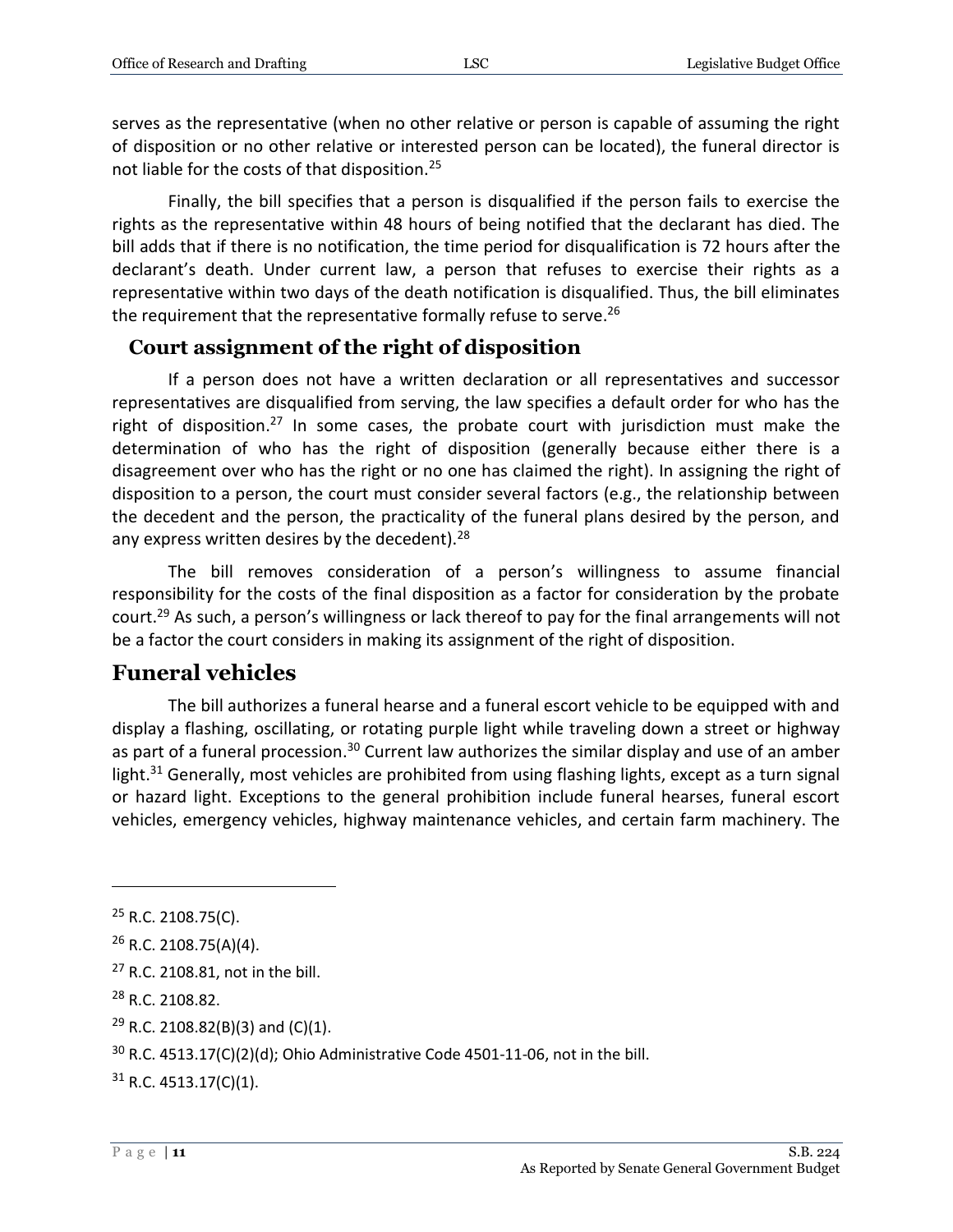serves as the representative (when no other relative or person is capable of assuming the right of disposition or no other relative or interested person can be located), the funeral director is not liable for the costs of that disposition.[25]

Finally, the bill specifies that a person is disqualified if the person fails to exercise the rights as the representative within 48 hours of being notified that the declarant has died. The bill adds that if there is no notification, the time period for disqualification is 72 hours after the declarant's death. Under current law, a person that refuses to exercise their rights as a representative within two days of the death notification is disqualified. Thus, the bill eliminates the requirement that the representative formally refuse to serve.[26]

### Court assignment of the right of disposition

If a person does not have a written declaration or all representatives and successor representatives are disqualified from serving, the law specifies a default order for who has the right of disposition.[27] In some cases, the probate court with jurisdiction must make the determination of who has the right of disposition (generally because either there is a disagreement over who has the right or no one has claimed the right). In assigning the right of disposition to a person, the court must consider several factors (e.g., the relationship between the decedent and the person, the practicality of the funeral plans desired by the person, and any express written desires by the decedent).[28]

The bill removes consideration of a person's willingness to assume financial responsibility for the costs of the final disposition as a factor for consideration by the probate court.[29] As such, a person's willingness or lack thereof to pay for the final arrangements will not be a factor the court considers in making its assignment of the right of disposition.

## Funeral vehicles

The bill authorizes a funeral hearse and a funeral escort vehicle to be equipped with and display a flashing, oscillating, or rotating purple light while traveling down a street or highway as part of a funeral procession.[30] Current law authorizes the similar display and use of an amber light.[31] Generally, most vehicles are prohibited from using flashing lights, except as a turn signal or hazard light. Exceptions to the general prohibition include funeral hearses, funeral escort vehicles, emergency vehicles, highway maintenance vehicles, and certain farm machinery. The

---

[25] R.C. 2108.75(C).

[26] R.C. 2108.75(A)(4).

[27] R.C. 2108.81, not in the bill.

[28] R.C. 2108.82.

[29] R.C. 2108.82(B)(3) and (C)(1).

[30] R.C. 4513.17(C)(2)(d); Ohio Administrative Code 4501-11-06, not in the bill.

[31] R.C. 4513.17(C)(1).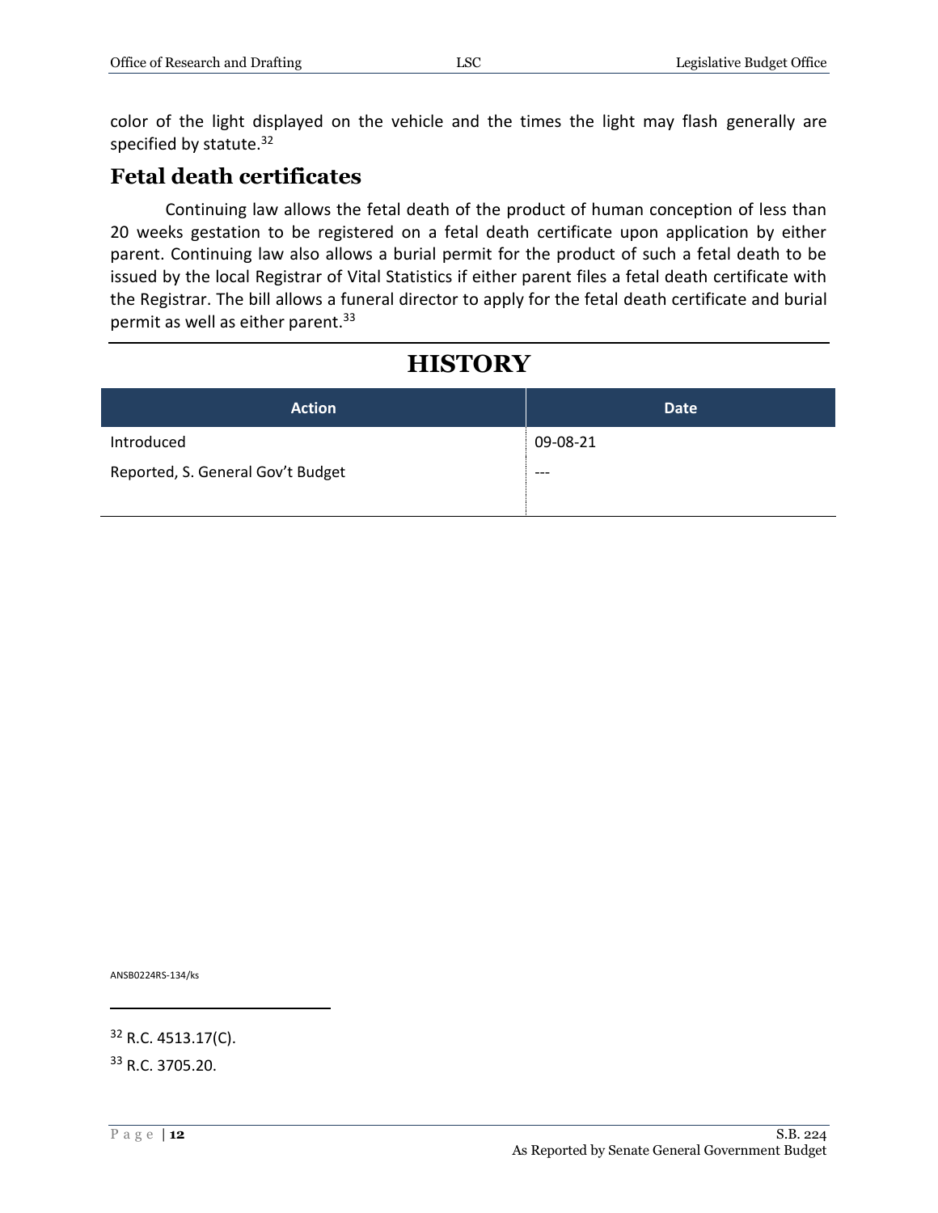color of the light displayed on the vehicle and the times the light may flash generally are specified by statute.[32]

## Fetal death certificates

Continuing law allows the fetal death of the product of human conception of less than 20 weeks gestation to be registered on a fetal death certificate upon application by either parent. Continuing law also allows a burial permit for the product of such a fetal death to be issued by the local Registrar of Vital Statistics if either parent files a fetal death certificate with the Registrar. The bill allows a funeral director to apply for the fetal death certificate and burial permit as well as either parent.[33]

# HISTORY

| Action | Date |
| --- | --- |
| Introduced | 09-08-21 |
| Reported, S. General Gov't Budget | --- |

ANSB0224RS-134/ks

[32] R.C. 4513.17(C).

[33] R.C. 3705.20.